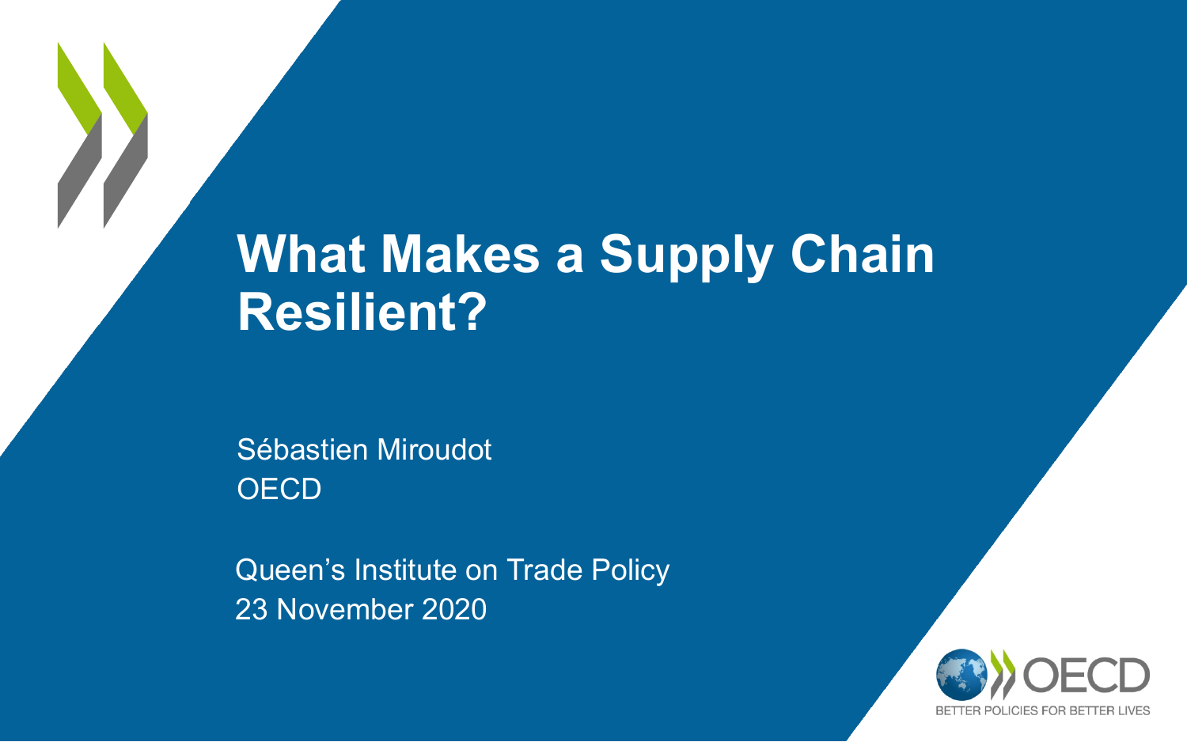# What Makes a Supply Chain Resilient?

Sébastien Miroudot
OECD

Queen's Institute on Trade Policy
23 November 2020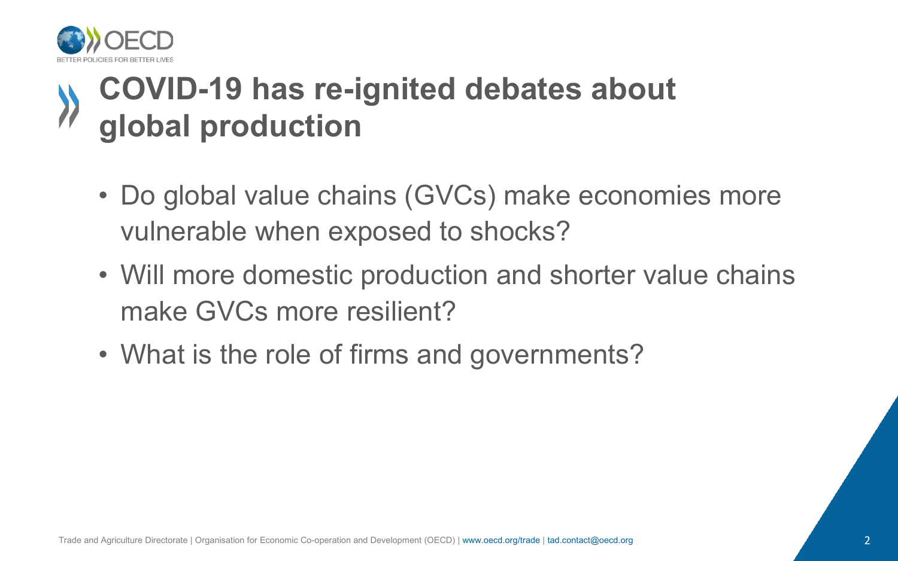# COVID-19 has re-ignited debates about global production

- Do global value chains (GVCs) make economies more vulnerable when exposed to shocks?
- Will more domestic production and shorter value chains make GVCs more resilient?
- What is the role of firms and governments?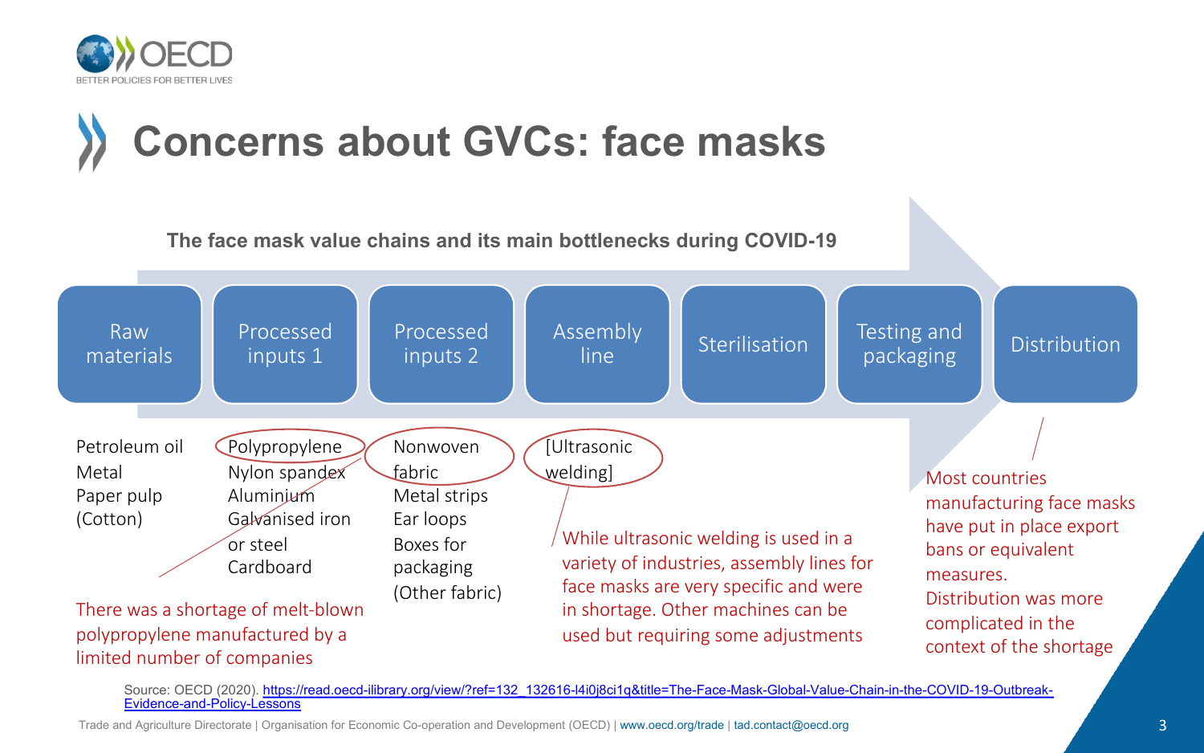# Concerns about GVCs: face masks

**The face mask value chains and its main bottlenecks during COVID-19**

| Raw materials | Processed inputs 1 | Processed inputs 2 | Assembly line | Sterilisation | Testing and packaging | Distribution |
|---|---|---|---|---|---|---|
| Petroleum oil<br>Metal<br>Paper pulp<br>(Cotton) | Polypropylene<br>Nylon spandex<br>Aluminium<br>Galvanised iron or steel<br>Cardboard | Nonwoven fabric<br>Metal strips<br>Ear loops<br>Boxes for packaging<br>(Other fabric) | [Ultrasonic welding] | | | |

There was a shortage of melt-blown polypropylene manufactured by a limited number of companies

While ultrasonic welding is used in a variety of industries, assembly lines for face masks are very specific and were in shortage. Other machines can be used but requiring some adjustments

Most countries manufacturing face masks have put in place export bans or equivalent measures. Distribution was more complicated in the context of the shortage

Source: OECD (2020). https://read.oecd-ilibrary.org/view/?ref=132_132616-l4i0j8ci1q&title=The-Face-Mask-Global-Value-Chain-in-the-COVID-19-Outbreak-Evidence-and-Policy-Lessons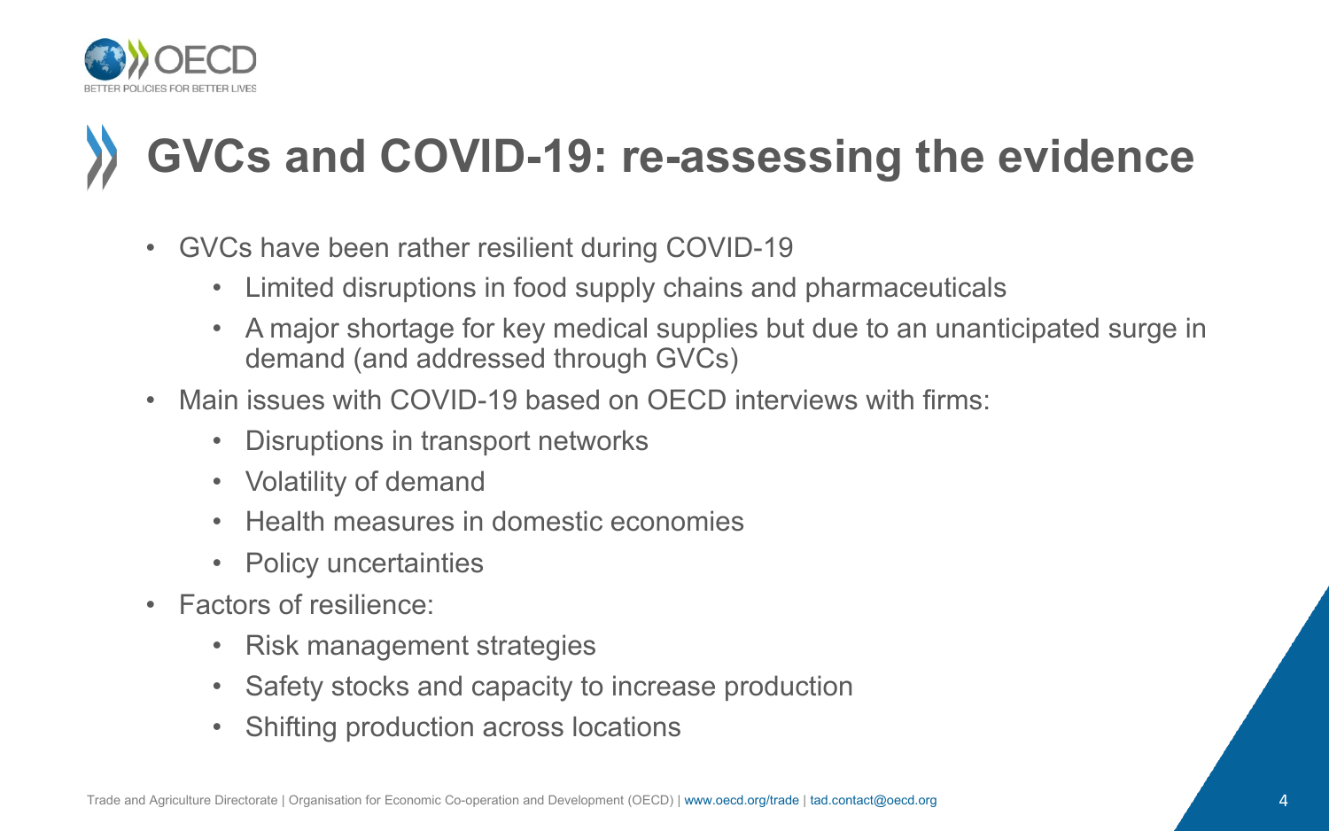# GVCs and COVID-19: re-assessing the evidence

- GVCs have been rather resilient during COVID-19
  - Limited disruptions in food supply chains and pharmaceuticals
  - A major shortage for key medical supplies but due to an unanticipated surge in demand (and addressed through GVCs)
- Main issues with COVID-19 based on OECD interviews with firms:
  - Disruptions in transport networks
  - Volatility of demand
  - Health measures in domestic economies
  - Policy uncertainties
- Factors of resilience:
  - Risk management strategies
  - Safety stocks and capacity to increase production
  - Shifting production across locations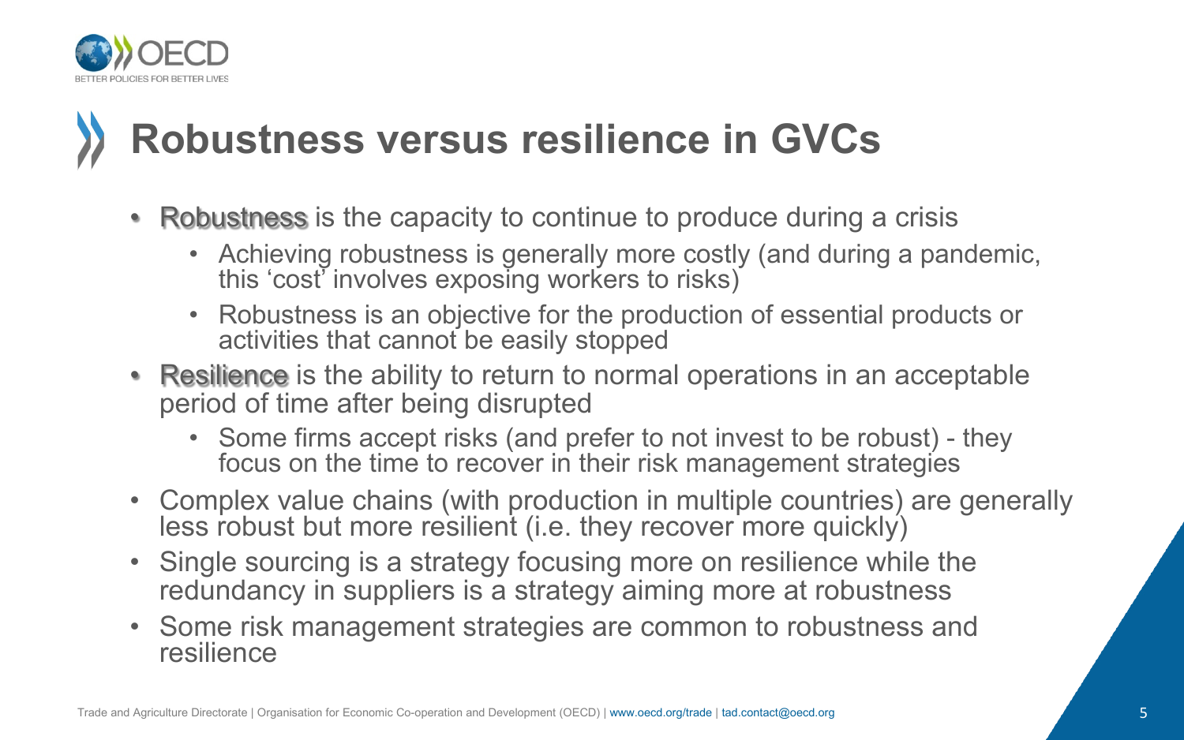# Robustness versus resilience in GVCs

- Robustness is the capacity to continue to produce during a crisis
  - Achieving robustness is generally more costly (and during a pandemic, this 'cost' involves exposing workers to risks)
  - Robustness is an objective for the production of essential products or activities that cannot be easily stopped
- Resilience is the ability to return to normal operations in an acceptable period of time after being disrupted
  - Some firms accept risks (and prefer to not invest to be robust) - they focus on the time to recover in their risk management strategies
- Complex value chains (with production in multiple countries) are generally less robust but more resilient (i.e. they recover more quickly)
- Single sourcing is a strategy focusing more on resilience while the redundancy in suppliers is a strategy aiming more at robustness
- Some risk management strategies are common to robustness and resilience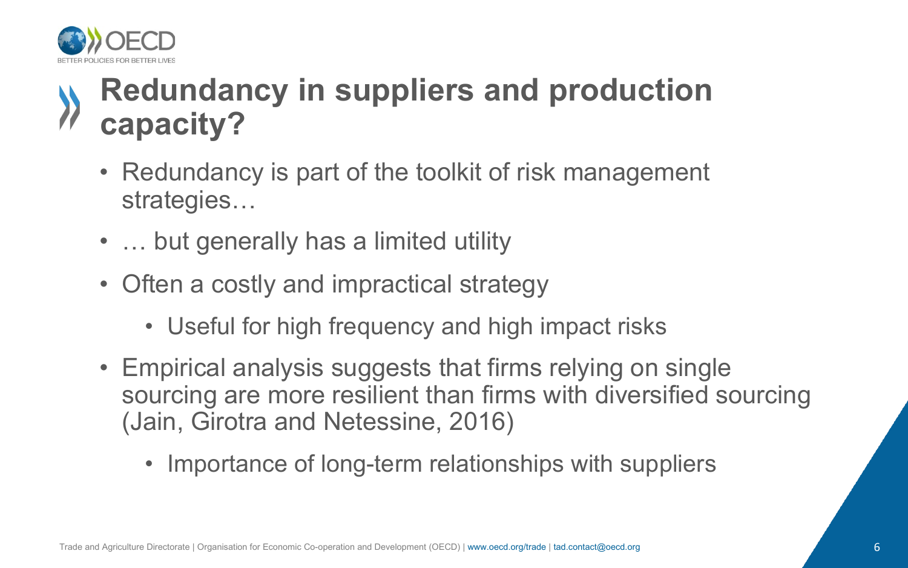# Redundancy in suppliers and production capacity?

- Redundancy is part of the toolkit of risk management strategies…
- … but generally has a limited utility
- Often a costly and impractical strategy
  - Useful for high frequency and high impact risks
- Empirical analysis suggests that firms relying on single sourcing are more resilient than firms with diversified sourcing (Jain, Girotra and Netessine, 2016)
  - Importance of long-term relationships with suppliers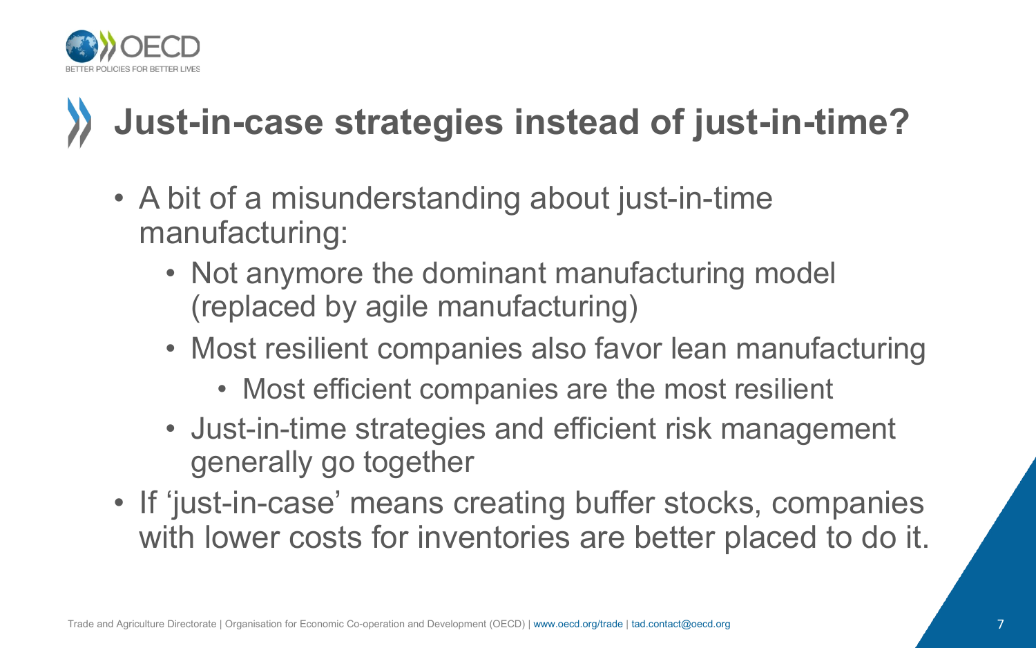# Just-in-case strategies instead of just-in-time?

- A bit of a misunderstanding about just-in-time manufacturing:
  - Not anymore the dominant manufacturing model (replaced by agile manufacturing)
  - Most resilient companies also favor lean manufacturing
    - Most efficient companies are the most resilient
  - Just-in-time strategies and efficient risk management generally go together
- If 'just-in-case' means creating buffer stocks, companies with lower costs for inventories are better placed to do it.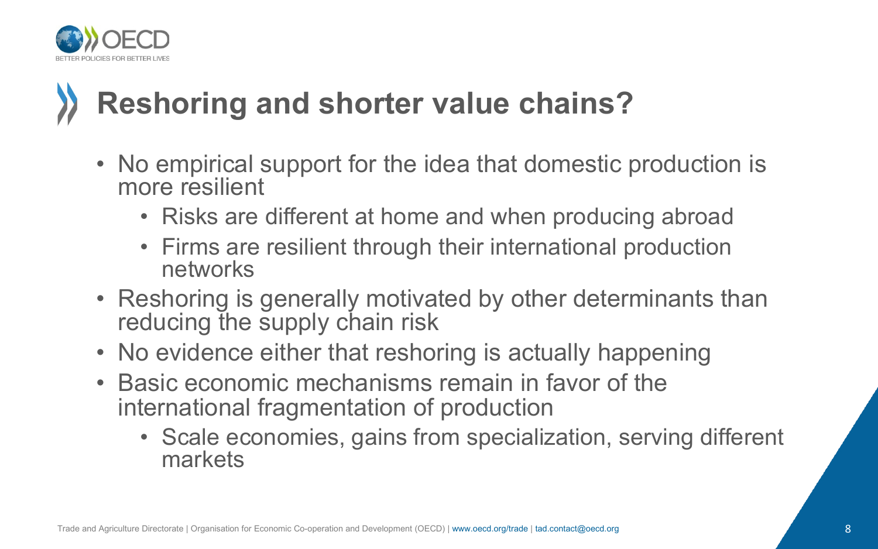# Reshoring and shorter value chains?

- No empirical support for the idea that domestic production is more resilient
  - Risks are different at home and when producing abroad
  - Firms are resilient through their international production networks
- Reshoring is generally motivated by other determinants than reducing the supply chain risk
- No evidence either that reshoring is actually happening
- Basic economic mechanisms remain in favor of the international fragmentation of production
  - Scale economies, gains from specialization, serving different markets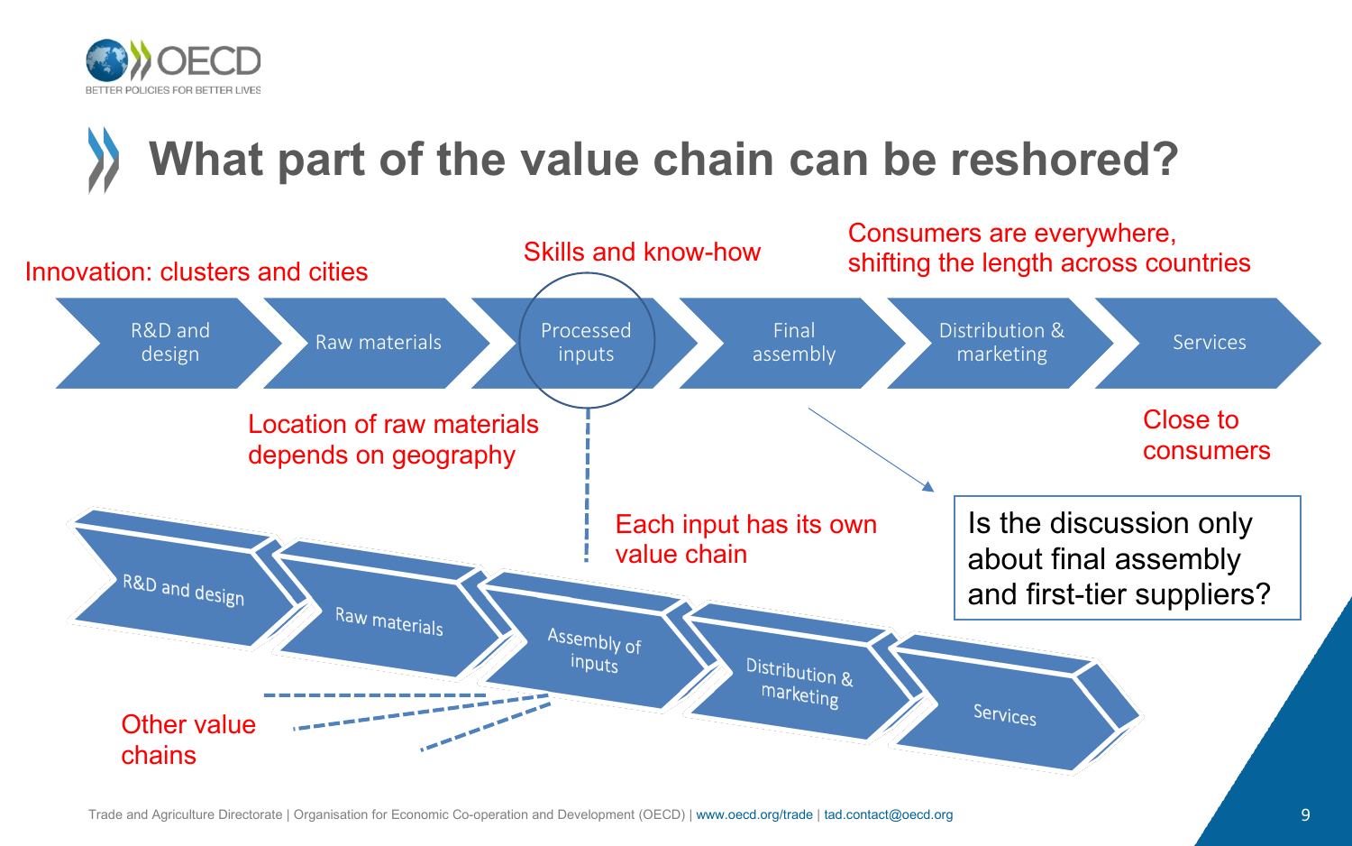# What part of the value chain can be reshored?

Innovation: clusters and cities

Skills and know-how

Consumers are everywhere, shifting the length across countries

R&D and design → Raw materials → Processed inputs → Final assembly → Distribution & marketing → Services

Location of raw materials depends on geography

Close to consumers

Each input has its own value chain

Is the discussion only about final assembly and first-tier suppliers?

R&D and design → Raw materials → Assembly of inputs → Distribution & marketing → Services

Other value chains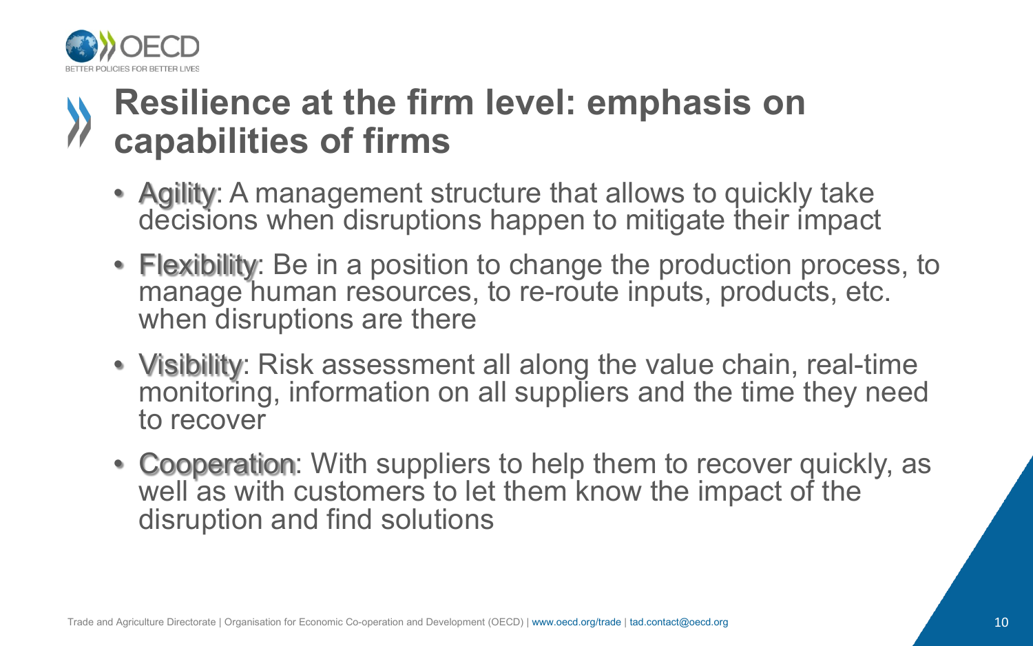# Resilience at the firm level: emphasis on capabilities of firms

- **Agility**: A management structure that allows to quickly take decisions when disruptions happen to mitigate their impact
- **Flexibility**: Be in a position to change the production process, to manage human resources, to re-route inputs, products, etc. when disruptions are there
- **Visibility**: Risk assessment all along the value chain, real-time monitoring, information on all suppliers and the time they need to recover
- **Cooperation**: With suppliers to help them to recover quickly, as well as with customers to let them know the impact of the disruption and find solutions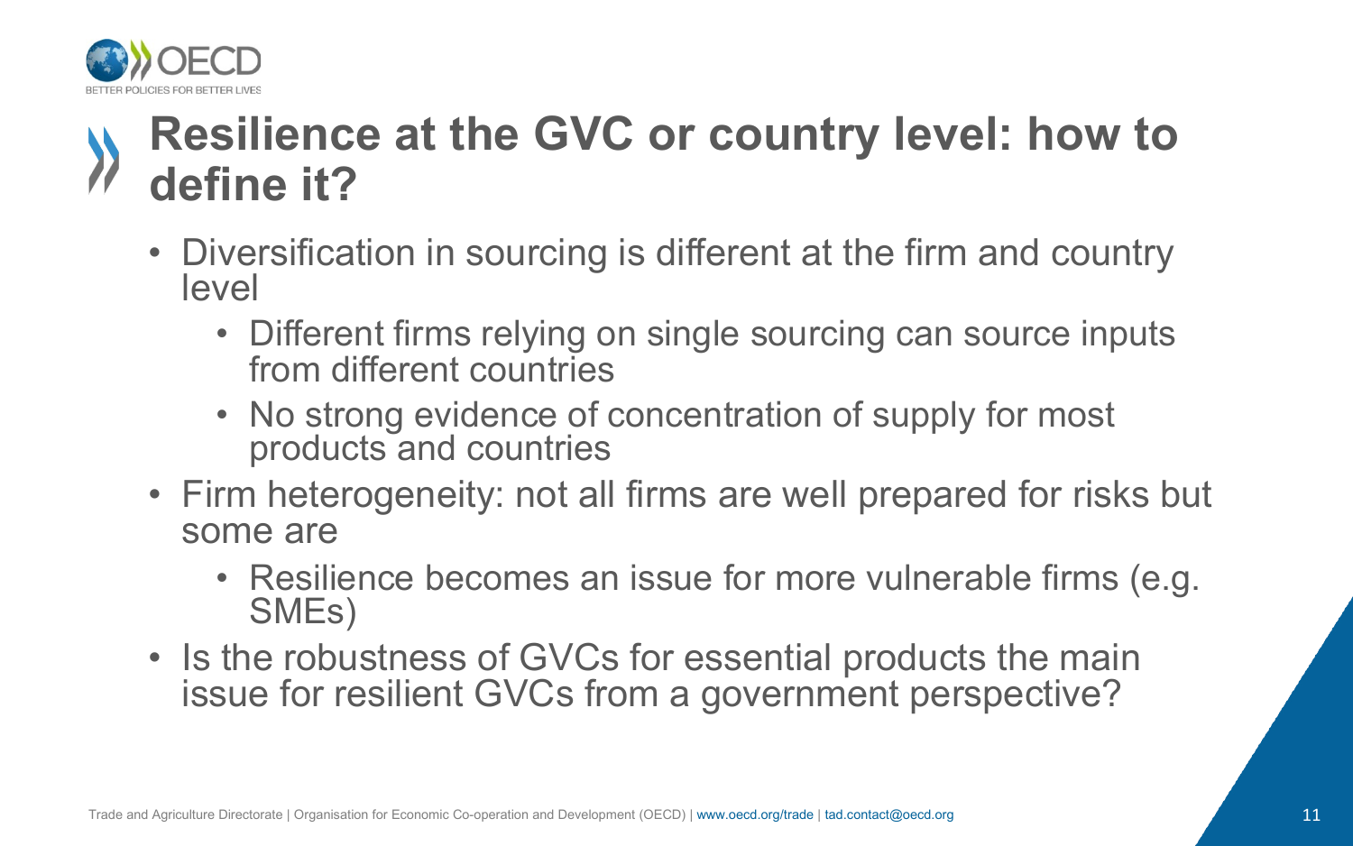# Resilience at the GVC or country level: how to define it?

- Diversification in sourcing is different at the firm and country level
  - Different firms relying on single sourcing can source inputs from different countries
  - No strong evidence of concentration of supply for most products and countries
- Firm heterogeneity: not all firms are well prepared for risks but some are
  - Resilience becomes an issue for more vulnerable firms (e.g. SMEs)
- Is the robustness of GVCs for essential products the main issue for resilient GVCs from a government perspective?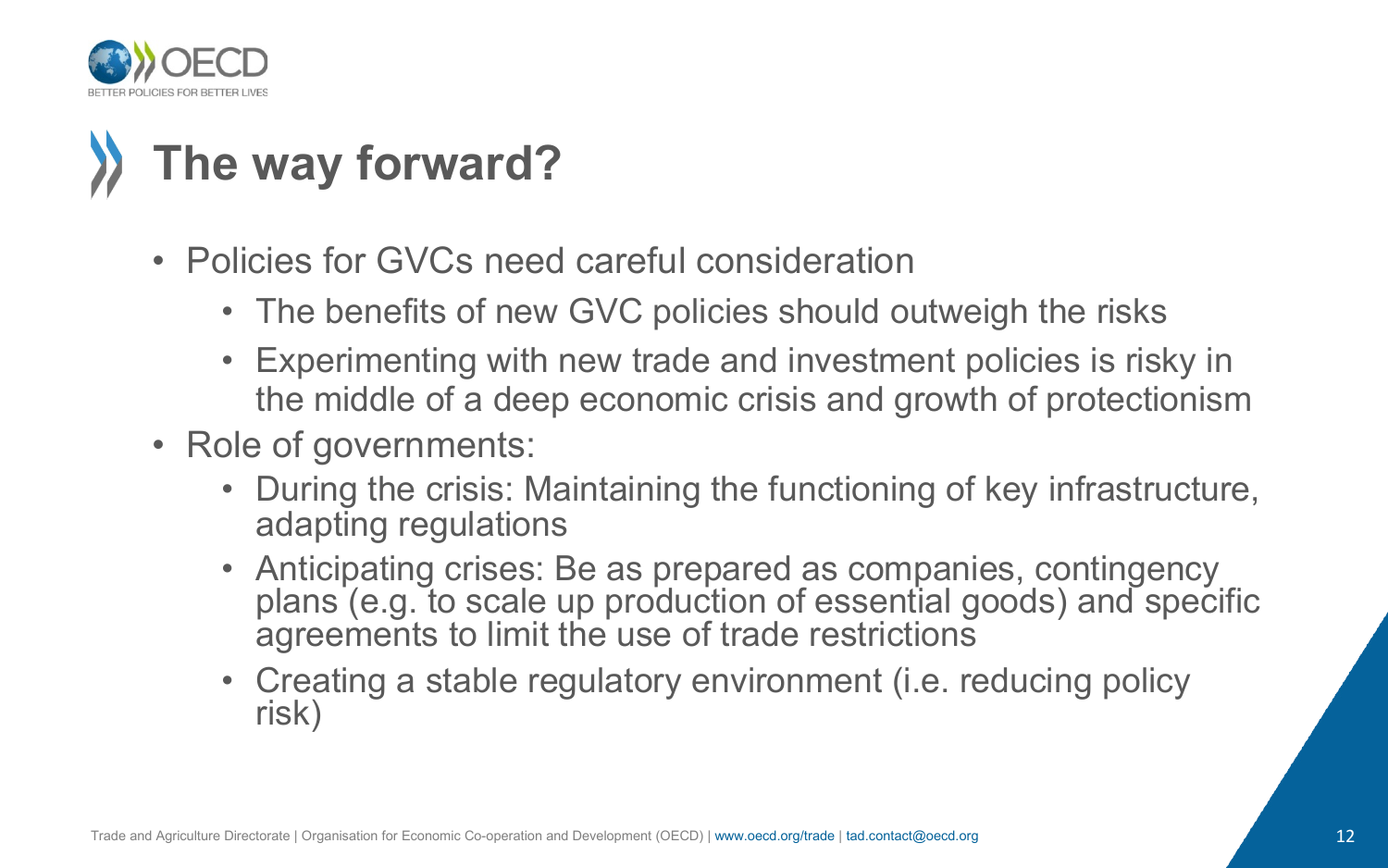# The way forward?

- Policies for GVCs need careful consideration
  - The benefits of new GVC policies should outweigh the risks
  - Experimenting with new trade and investment policies is risky in the middle of a deep economic crisis and growth of protectionism
- Role of governments:
  - During the crisis: Maintaining the functioning of key infrastructure, adapting regulations
  - Anticipating crises: Be as prepared as companies, contingency plans (e.g. to scale up production of essential goods) and specific agreements to limit the use of trade restrictions
  - Creating a stable regulatory environment (i.e. reducing policy risk)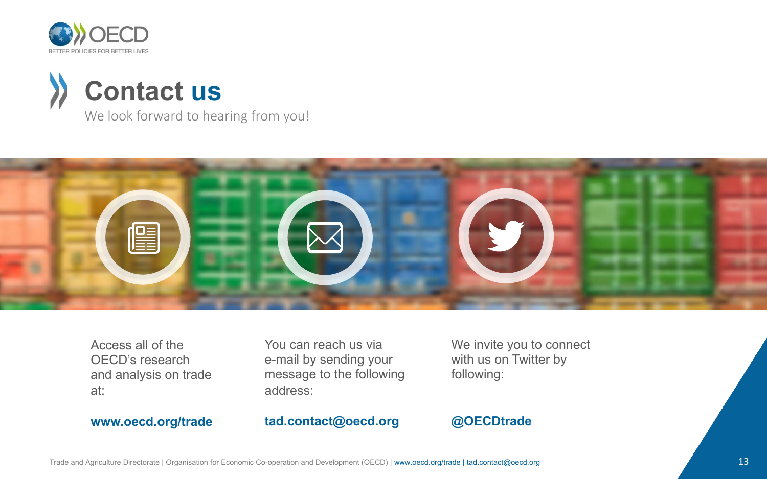# Contact us

We look forward to hearing from you!

Access all of the OECD's research and analysis on trade at:

**www.oecd.org/trade**

You can reach us via e-mail by sending your message to the following address:

**tad.contact@oecd.org**

We invite you to connect with us on Twitter by following:

**@OECDtrade**